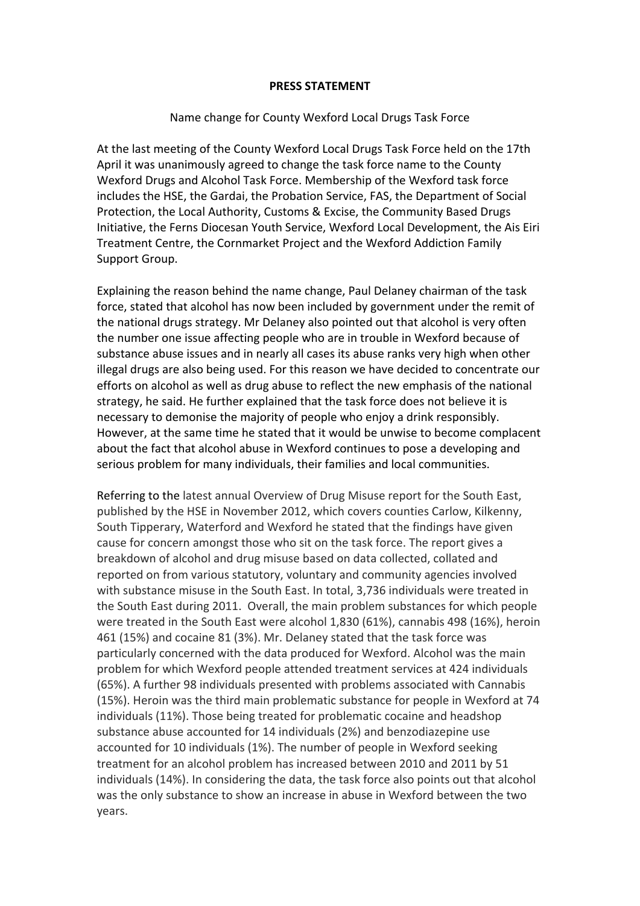**PRESS STATEMENT**

Name change for County Wexford Local Drugs Task Force

At the last meeting of the County Wexford Local Drugs Task Force held on the 17th April it was unanimously agreed to change the task force name to the County Wexford Drugs and Alcohol Task Force. Membership of the Wexford task force includes the HSE, the Gardai, the Probation Service, FAS, the Department of Social Protection, the Local Authority, Customs & Excise, the Community Based Drugs Initiative, the Ferns Diocesan Youth Service, Wexford Local Development, the Ais Eiri Treatment Centre, the Cornmarket Project and the Wexford Addiction Family Support Group.

Explaining the reason behind the name change, Paul Delaney chairman of the task force, stated that alcohol has now been included by government under the remit of the national drugs strategy. Mr Delaney also pointed out that alcohol is very often the number one issue affecting people who are in trouble in Wexford because of substance abuse issues and in nearly all cases its abuse ranks very high when other illegal drugs are also being used. For this reason we have decided to concentrate our efforts on alcohol as well as drug abuse to reflect the new emphasis of the national strategy, he said. He further explained that the task force does not believe it is necessary to demonise the majority of people who enjoy a drink responsibly. However, at the same time he stated that it would be unwise to become complacent about the fact that alcohol abuse in Wexford continues to pose a developing and serious problem for many individuals, their families and local communities.

Referring to the latest annual Overview of Drug Misuse report for the South East, published by the HSE in November 2012, which covers counties Carlow, Kilkenny, South Tipperary, Waterford and Wexford he stated that the findings have given cause for concern amongst those who sit on the task force. The report gives a breakdown of alcohol and drug misuse based on data collected, collated and reported on from various statutory, voluntary and community agencies involved with substance misuse in the South East. In total, 3,736 individuals were treated in the South East during 2011. Overall, the main problem substances for which people were treated in the South East were alcohol 1,830 (61%), cannabis 498 (16%), heroin 461 (15%) and cocaine 81 (3%). Mr. Delaney stated that the task force was particularly concerned with the data produced for Wexford. Alcohol was the main problem for which Wexford people attended treatment services at 424 individuals (65%). A further 98 individuals presented with problems associated with Cannabis (15%). Heroin was the third main problematic substance for people in Wexford at 74 individuals (11%). Those being treated for problematic cocaine and headshop substance abuse accounted for 14 individuals (2%) and benzodiazepine use accounted for 10 individuals (1%). The number of people in Wexford seeking treatment for an alcohol problem has increased between 2010 and 2011 by 51 individuals (14%). In considering the data, the task force also points out that alcohol was the only substance to show an increase in abuse in Wexford between the two years.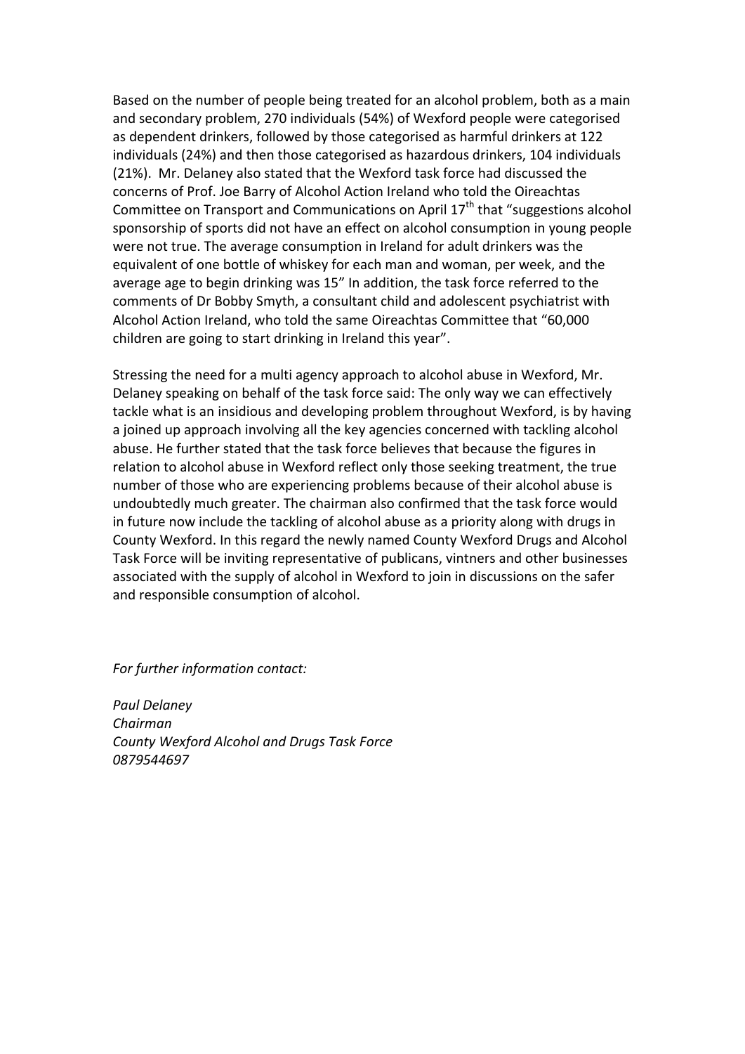Based on the number of people being treated for an alcohol problem, both as a main and secondary problem, 270 individuals (54%) of Wexford people were categorised as dependent drinkers, followed by those categorised as harmful drinkers at 122 individuals (24%) and then those categorised as hazardous drinkers, 104 individuals (21%). Mr. Delaney also stated that the Wexford task force had discussed the concerns of Prof. Joe Barry of Alcohol Action Ireland who told the Oireachtas Committee on Transport and Communications on April 17th that "suggestions alcohol sponsorship of sports did not have an effect on alcohol consumption in young people were not true. The average consumption in Ireland for adult drinkers was the equivalent of one bottle of whiskey for each man and woman, per week, and the average age to begin drinking was 15" In addition, the task force referred to the comments of Dr Bobby Smyth, a consultant child and adolescent psychiatrist with Alcohol Action Ireland, who told the same Oireachtas Committee that "60,000 children are going to start drinking in Ireland this year".

Stressing the need for a multi agency approach to alcohol abuse in Wexford, Mr. Delaney speaking on behalf of the task force said: The only way we can effectively tackle what is an insidious and developing problem throughout Wexford, is by having a joined up approach involving all the key agencies concerned with tackling alcohol abuse. He further stated that the task force believes that because the figures in relation to alcohol abuse in Wexford reflect only those seeking treatment, the true number of those who are experiencing problems because of their alcohol abuse is undoubtedly much greater. The chairman also confirmed that the task force would in future now include the tackling of alcohol abuse as a priority along with drugs in County Wexford. In this regard the newly named County Wexford Drugs and Alcohol Task Force will be inviting representative of publicans, vintners and other businesses associated with the supply of alcohol in Wexford to join in discussions on the safer and responsible consumption of alcohol.

*For further information contact:*

*Paul Delaney*
*Chairman*
*County Wexford Alcohol and Drugs Task Force*
*0879544697*